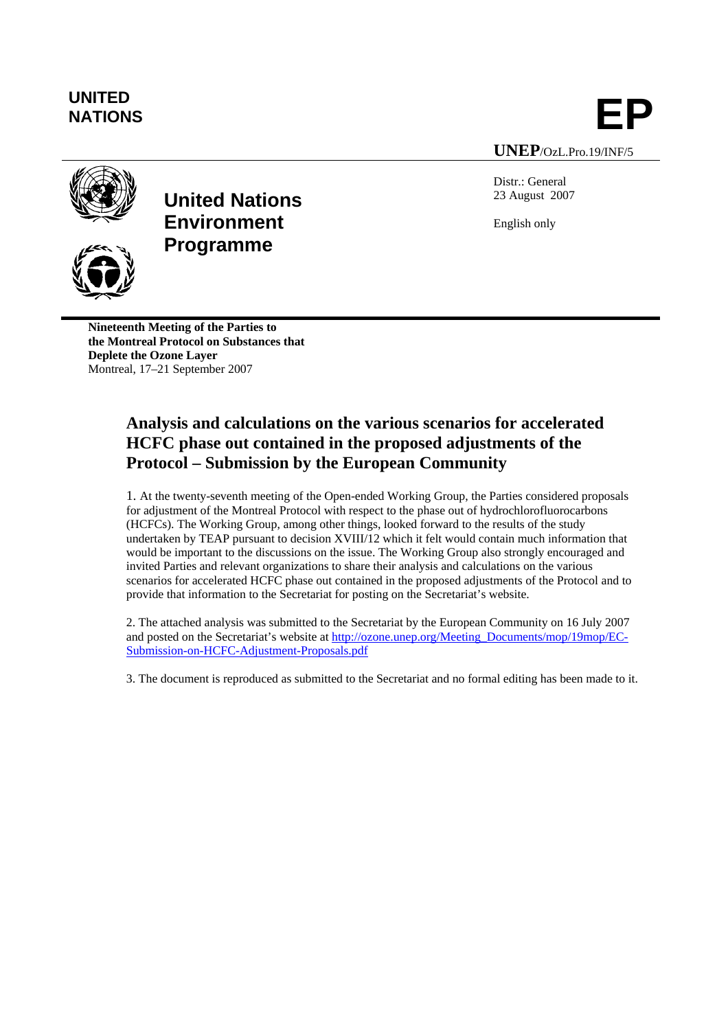UNITED NATIONS

**EP**

**UNEP**/OzL.Pro.19/INF/5

**United Nations Environment Programme**

Distr.: General
23 August 2007

English only

**Nineteenth Meeting of the Parties to the Montreal Protocol on Substances that Deplete the Ozone Layer**
Montreal, 17–21 September 2007

# Analysis and calculations on the various scenarios for accelerated HCFC phase out contained in the proposed adjustments of the Protocol – Submission by the European Community

1. At the twenty-seventh meeting of the Open-ended Working Group, the Parties considered proposals for adjustment of the Montreal Protocol with respect to the phase out of hydrochlorofluorocarbons (HCFCs). The Working Group, among other things, looked forward to the results of the study undertaken by TEAP pursuant to decision XVIII/12 which it felt would contain much information that would be important to the discussions on the issue. The Working Group also strongly encouraged and invited Parties and relevant organizations to share their analysis and calculations on the various scenarios for accelerated HCFC phase out contained in the proposed adjustments of the Protocol and to provide that information to the Secretariat for posting on the Secretariat's website.

2. The attached analysis was submitted to the Secretariat by the European Community on 16 July 2007 and posted on the Secretariat's website at http://ozone.unep.org/Meeting_Documents/mop/19mop/EC-Submission-on-HCFC-Adjustment-Proposals.pdf

3. The document is reproduced as submitted to the Secretariat and no formal editing has been made to it.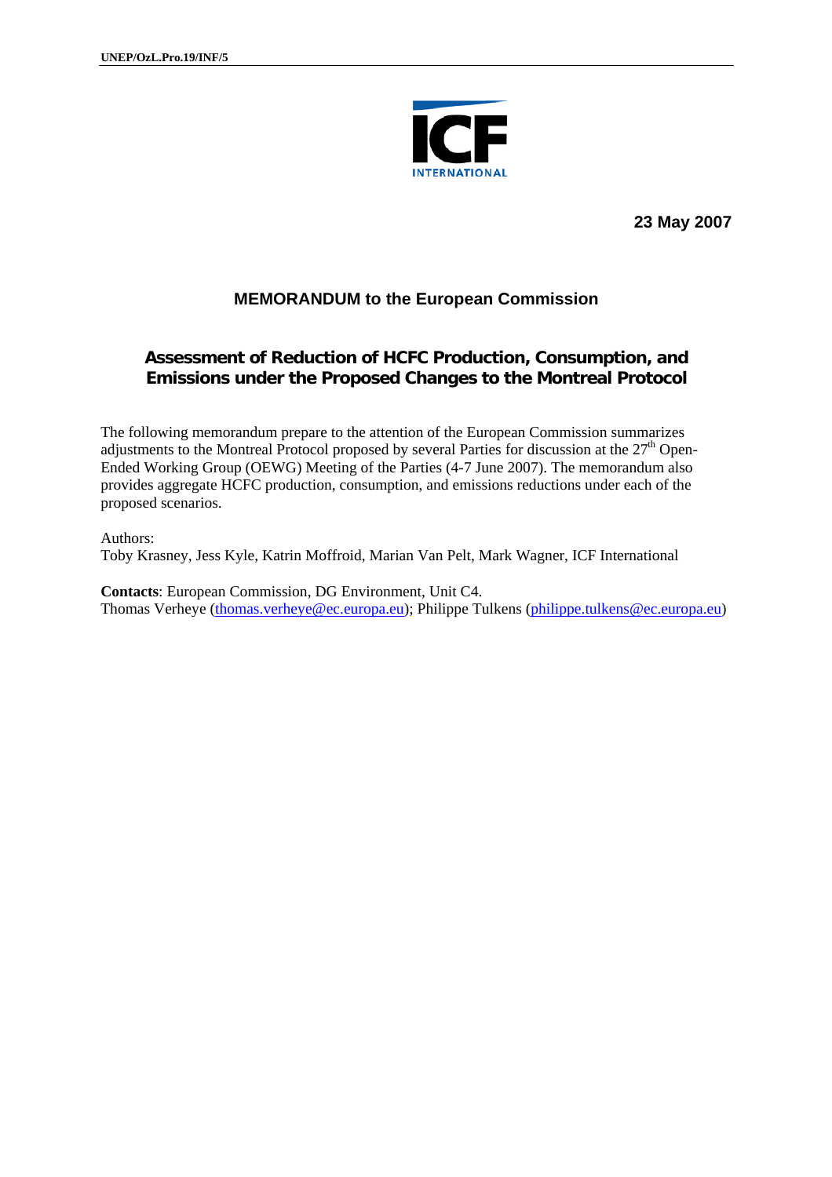23 May 2007

## MEMORANDUM to the European Commission

# Assessment of Reduction of HCFC Production, Consumption, and Emissions under the Proposed Changes to the Montreal Protocol

The following memorandum prepare to the attention of the European Commission summarizes adjustments to the Montreal Protocol proposed by several Parties for discussion at the 27th Open-Ended Working Group (OEWG) Meeting of the Parties (4-7 June 2007). The memorandum also provides aggregate HCFC production, consumption, and emissions reductions under each of the proposed scenarios.

Authors:
Toby Krasney, Jess Kyle, Katrin Moffroid, Marian Van Pelt, Mark Wagner, ICF International

**Contacts**: European Commission, DG Environment, Unit C4.
Thomas Verheye (thomas.verheye@ec.europa.eu); Philippe Tulkens (philippe.tulkens@ec.europa.eu)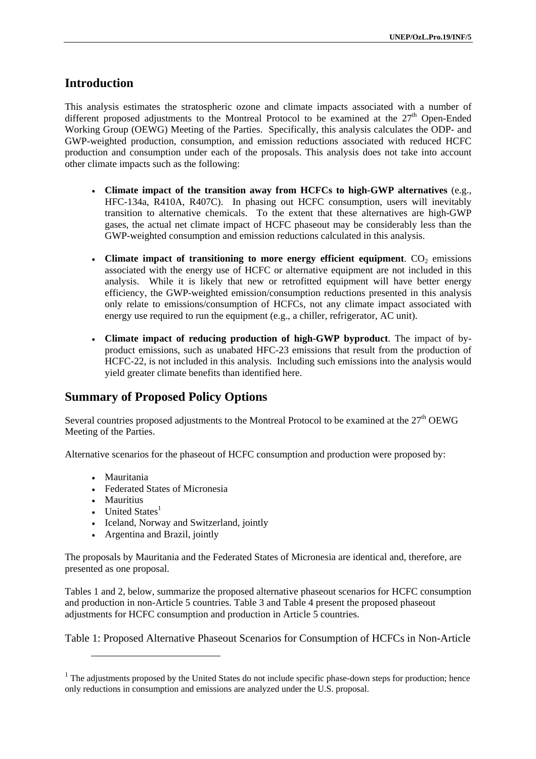## Introduction

This analysis estimates the stratospheric ozone and climate impacts associated with a number of different proposed adjustments to the Montreal Protocol to be examined at the 27th Open-Ended Working Group (OEWG) Meeting of the Parties. Specifically, this analysis calculates the ODP- and GWP-weighted production, consumption, and emission reductions associated with reduced HCFC production and consumption under each of the proposals. This analysis does not take into account other climate impacts such as the following:

- **Climate impact of the transition away from HCFCs to high-GWP alternatives** (e.g., HFC-134a, R410A, R407C). In phasing out HCFC consumption, users will inevitably transition to alternative chemicals. To the extent that these alternatives are high-GWP gases, the actual net climate impact of HCFC phaseout may be considerably less than the GWP-weighted consumption and emission reductions calculated in this analysis.
- **Climate impact of transitioning to more energy efficient equipment**. $CO_2$ emissions associated with the energy use of HCFC or alternative equipment are not included in this analysis. While it is likely that new or retrofitted equipment will have better energy efficiency, the GWP-weighted emission/consumption reductions presented in this analysis only relate to emissions/consumption of HCFCs, not any climate impact associated with energy use required to run the equipment (e.g., a chiller, refrigerator, AC unit).
- **Climate impact of reducing production of high-GWP byproduct**. The impact of by-product emissions, such as unabated HFC-23 emissions that result from the production of HCFC-22, is not included in this analysis. Including such emissions into the analysis would yield greater climate benefits than identified here.

## Summary of Proposed Policy Options

Several countries proposed adjustments to the Montreal Protocol to be examined at the 27th OEWG Meeting of the Parties.

Alternative scenarios for the phaseout of HCFC consumption and production were proposed by:

- Mauritania
- Federated States of Micronesia
- Mauritius
- United States[1]
- Iceland, Norway and Switzerland, jointly
- Argentina and Brazil, jointly

The proposals by Mauritania and the Federated States of Micronesia are identical and, therefore, are presented as one proposal.

Tables 1 and 2, below, summarize the proposed alternative phaseout scenarios for HCFC consumption and production in non-Article 5 countries. Table 3 and Table 4 present the proposed phaseout adjustments for HCFC consumption and production in Article 5 countries.

Table 1: Proposed Alternative Phaseout Scenarios for Consumption of HCFCs in Non-Article

[1] The adjustments proposed by the United States do not include specific phase-down steps for production; hence only reductions in consumption and emissions are analyzed under the U.S. proposal.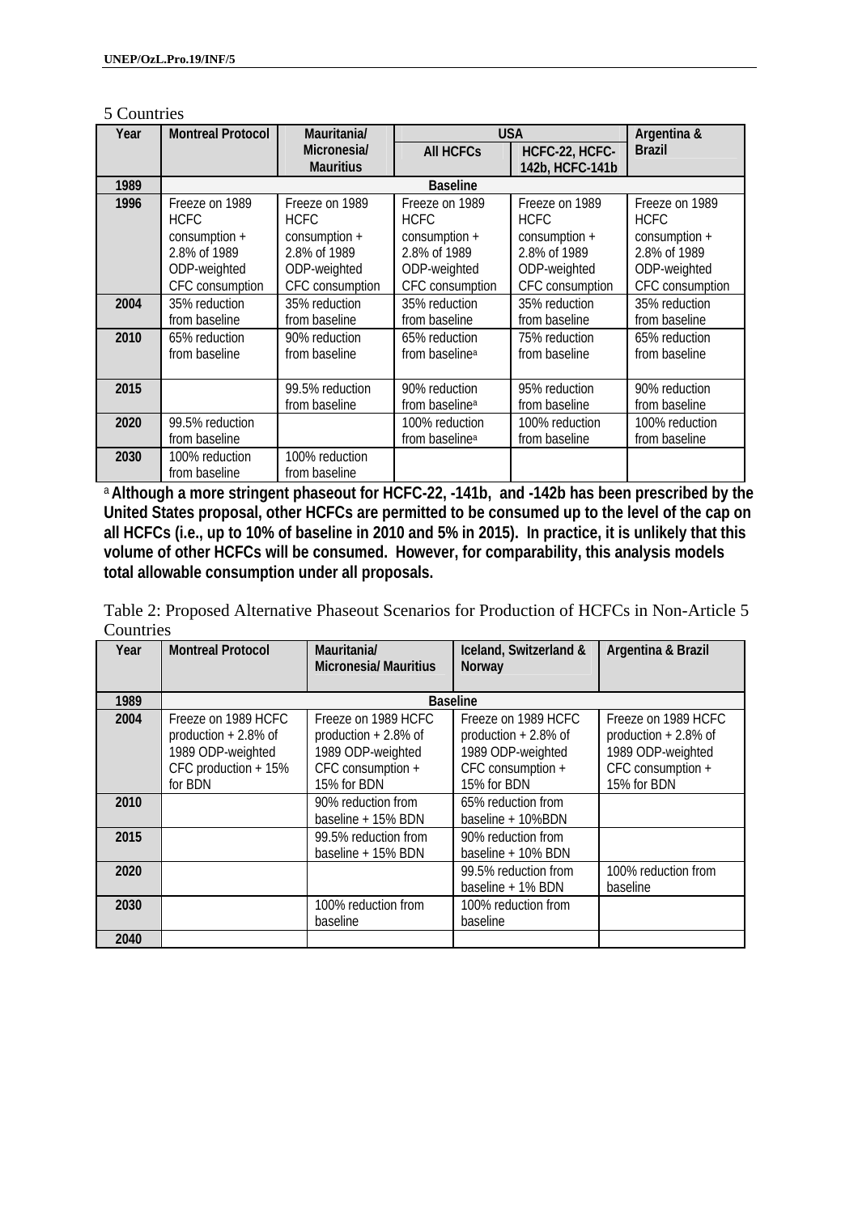5 Countries

| Year | Montreal Protocol | Mauritania/ Micronesia/ Mauritius | USA | | Argentina & Brazil |
|---|---|---|---|---|---|
| | | | All HCFCs | HCFC-22, HCFC-142b, HCFC-141b | |
| 1989 | Baseline | | | | |
| 1996 | Freeze on 1989 HCFC consumption + 2.8% of 1989 ODP-weighted CFC consumption | Freeze on 1989 HCFC consumption + 2.8% of 1989 ODP-weighted CFC consumption | Freeze on 1989 HCFC consumption + 2.8% of 1989 ODP-weighted CFC consumption | Freeze on 1989 HCFC consumption + 2.8% of 1989 ODP-weighted CFC consumption | Freeze on 1989 HCFC consumption + 2.8% of 1989 ODP-weighted CFC consumption |
| 2004 | 35% reduction from baseline | 35% reduction from baseline | 35% reduction from baseline | 35% reduction from baseline | 35% reduction from baseline |
| 2010 | 65% reduction from baseline | 90% reduction from baseline | 65% reduction from baseline[a] | 75% reduction from baseline | 65% reduction from baseline |
| 2015 | | 99.5% reduction from baseline | 90% reduction from baseline[a] | 95% reduction from baseline | 90% reduction from baseline |
| 2020 | 99.5% reduction from baseline | | 100% reduction from baseline[a] | 100% reduction from baseline | 100% reduction from baseline |
| 2030 | 100% reduction from baseline | 100% reduction from baseline | | | |

[a] **Although a more stringent phaseout for HCFC-22, -141b, and -142b has been prescribed by the United States proposal, other HCFCs are permitted to be consumed up to the level of the cap on all HCFCs (i.e., up to 10% of baseline in 2010 and 5% in 2015). In practice, it is unlikely that this volume of other HCFCs will be consumed. However, for comparability, this analysis models total allowable consumption under all proposals.**

Table 2: Proposed Alternative Phaseout Scenarios for Production of HCFCs in Non-Article 5 Countries

| Year | Montreal Protocol | Mauritania/ Micronesia/ Mauritius | Iceland, Switzerland & Norway | Argentina & Brazil |
|---|---|---|---|---|
| 1989 | Baseline | | | |
| 2004 | Freeze on 1989 HCFC production + 2.8% of 1989 ODP-weighted CFC production + 15% for BDN | Freeze on 1989 HCFC production + 2.8% of 1989 ODP-weighted CFC consumption + 15% for BDN | Freeze on 1989 HCFC production + 2.8% of 1989 ODP-weighted CFC consumption + 15% for BDN | Freeze on 1989 HCFC production + 2.8% of 1989 ODP-weighted CFC consumption + 15% for BDN |
| 2010 | | 90% reduction from baseline + 15% BDN | 65% reduction from baseline + 10%BDN | |
| 2015 | | 99.5% reduction from baseline + 15% BDN | 90% reduction from baseline + 10% BDN | |
| 2020 | | | 99.5% reduction from baseline + 1% BDN | 100% reduction from baseline |
| 2030 | | 100% reduction from baseline | 100% reduction from baseline | |
| 2040 | | | | |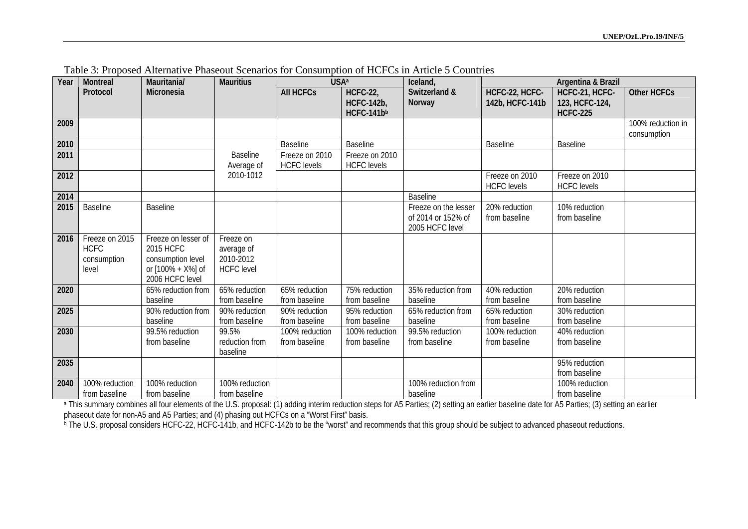Table 3: Proposed Alternative Phaseout Scenarios for Consumption of HCFCs in Article 5 Countries

| Year | Montreal Protocol | Mauritania/ Micronesia | Mauritius | USA[a] | | Iceland, Switzerland & Norway | Argentina & Brazil | | |
|---|---|---|---|---|---|---|---|---|---|
| | | | | All HCFCs | HCFC-22, HCFC-142b, HCFC-141b[b] | | HCFC-22, HCFC-142b, HCFC-141b | HCFC-21, HCFC-123, HCFC-124, HCFC-225 | Other HCFCs |
| 2009 | | | | | | | | | 100% reduction in consumption |
| 2010 | | | Baseline Average of 2010-1012 | Baseline | Baseline | | Baseline | Baseline | |
| 2011 | | | | Freeze on 2010 HCFC levels | Freeze on 2010 HCFC levels | | | | |
| 2012 | | | | | | | Freeze on 2010 HCFC levels | Freeze on 2010 HCFC levels | |
| 2014 | | | | | | Baseline | | | |
| 2015 | Baseline | Baseline | | | | Freeze on the lesser of 2014 or 152% of 2005 HCFC level | 20% reduction from baseline | 10% reduction from baseline | |
| 2016 | Freeze on 2015 HCFC consumption level | Freeze on lesser of 2015 HCFC consumption level or [100% + X%] of 2006 HCFC level | Freeze on average of 2010-2012 HCFC level | | | | | | |
| 2020 | | 65% reduction from baseline | 65% reduction from baseline | 65% reduction from baseline | 75% reduction from baseline | 35% reduction from baseline | 40% reduction from baseline | 20% reduction from baseline | |
| 2025 | | 90% reduction from baseline | 90% reduction from baseline | 90% reduction from baseline | 95% reduction from baseline | 65% reduction from baseline | 65% reduction from baseline | 30% reduction from baseline | |
| 2030 | | 99.5% reduction from baseline | 99.5% reduction from baseline | 100% reduction from baseline | 100% reduction from baseline | 99.5% reduction from baseline | 100% reduction from baseline | 40% reduction from baseline | |
| 2035 | | | | | | | | 95% reduction from baseline | |
| 2040 | 100% reduction from baseline | 100% reduction from baseline | 100% reduction from baseline | | | 100% reduction from baseline | | 100% reduction from baseline | |

[a] This summary combines all four elements of the U.S. proposal: (1) adding interim reduction steps for A5 Parties; (2) setting an earlier baseline date for A5 Parties; (3) setting an earlier phaseout date for non-A5 and A5 Parties; and (4) phasing out HCFCs on a "Worst First" basis.

[b] The U.S. proposal considers HCFC-22, HCFC-141b, and HCFC-142b to be the "worst" and recommends that this group should be subject to advanced phaseout reductions.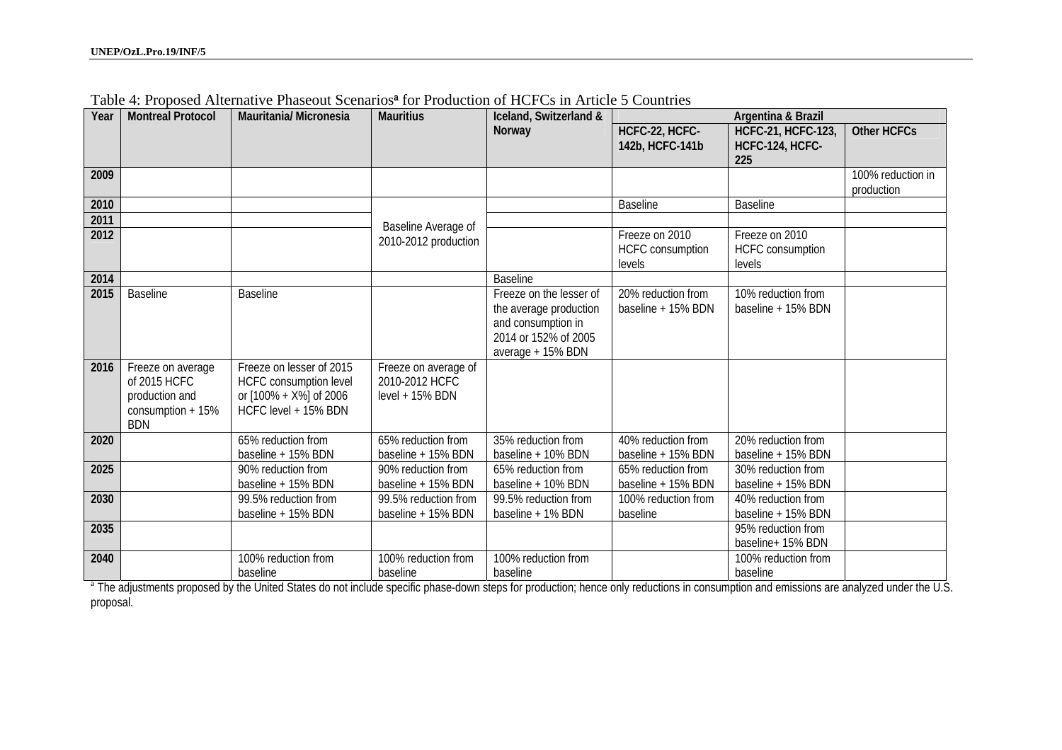Table 4: Proposed Alternative Phaseout Scenarios[a] for Production of HCFCs in Article 5 Countries

| Year | Montreal Protocol | Mauritania/ Micronesia | Mauritius | Iceland, Switzerland & Norway | Argentina & Brazil | | |
|---|---|---|---|---|---|---|---|
| | | | | | HCFC-22, HCFC-142b, HCFC-141b | HCFC-21, HCFC-123, HCFC-124, HCFC-225 | Other HCFCs |
| 2009 | | | | | | | 100% reduction in production |
| 2010 | | | Baseline Average of 2010-2012 production | | Baseline | Baseline | |
| 2011 | | | | | | | |
| 2012 | | | | | Freeze on 2010 HCFC consumption levels | Freeze on 2010 HCFC consumption levels | |
| 2014 | | | | Baseline | | | |
| 2015 | Baseline | Baseline | | Freeze on the lesser of the average production and consumption in 2014 or 152% of 2005 average + 15% BDN | 20% reduction from baseline + 15% BDN | 10% reduction from baseline + 15% BDN | |
| 2016 | Freeze on average of 2015 HCFC production and consumption + 15% BDN | Freeze on lesser of 2015 HCFC consumption level or [100% + X%] of 2006 HCFC level + 15% BDN | Freeze on average of 2010-2012 HCFC level + 15% BDN | | | | |
| 2020 | | 65% reduction from baseline + 15% BDN | 65% reduction from baseline + 15% BDN | 35% reduction from baseline + 10% BDN | 40% reduction from baseline + 15% BDN | 20% reduction from baseline + 15% BDN | |
| 2025 | | 90% reduction from baseline + 15% BDN | 90% reduction from baseline + 15% BDN | 65% reduction from baseline + 10% BDN | 65% reduction from baseline + 15% BDN | 30% reduction from baseline + 15% BDN | |
| 2030 | | 99.5% reduction from baseline + 15% BDN | 99.5% reduction from baseline + 15% BDN | 99.5% reduction from baseline + 1% BDN | 100% reduction from baseline | 40% reduction from baseline + 15% BDN | |
| 2035 | | | | | | 95% reduction from baseline+ 15% BDN | |
| 2040 | | 100% reduction from baseline | 100% reduction from baseline | 100% reduction from baseline | | 100% reduction from baseline | |

[a] The adjustments proposed by the United States do not include specific phase-down steps for production; hence only reductions in consumption and emissions are analyzed under the U.S. proposal.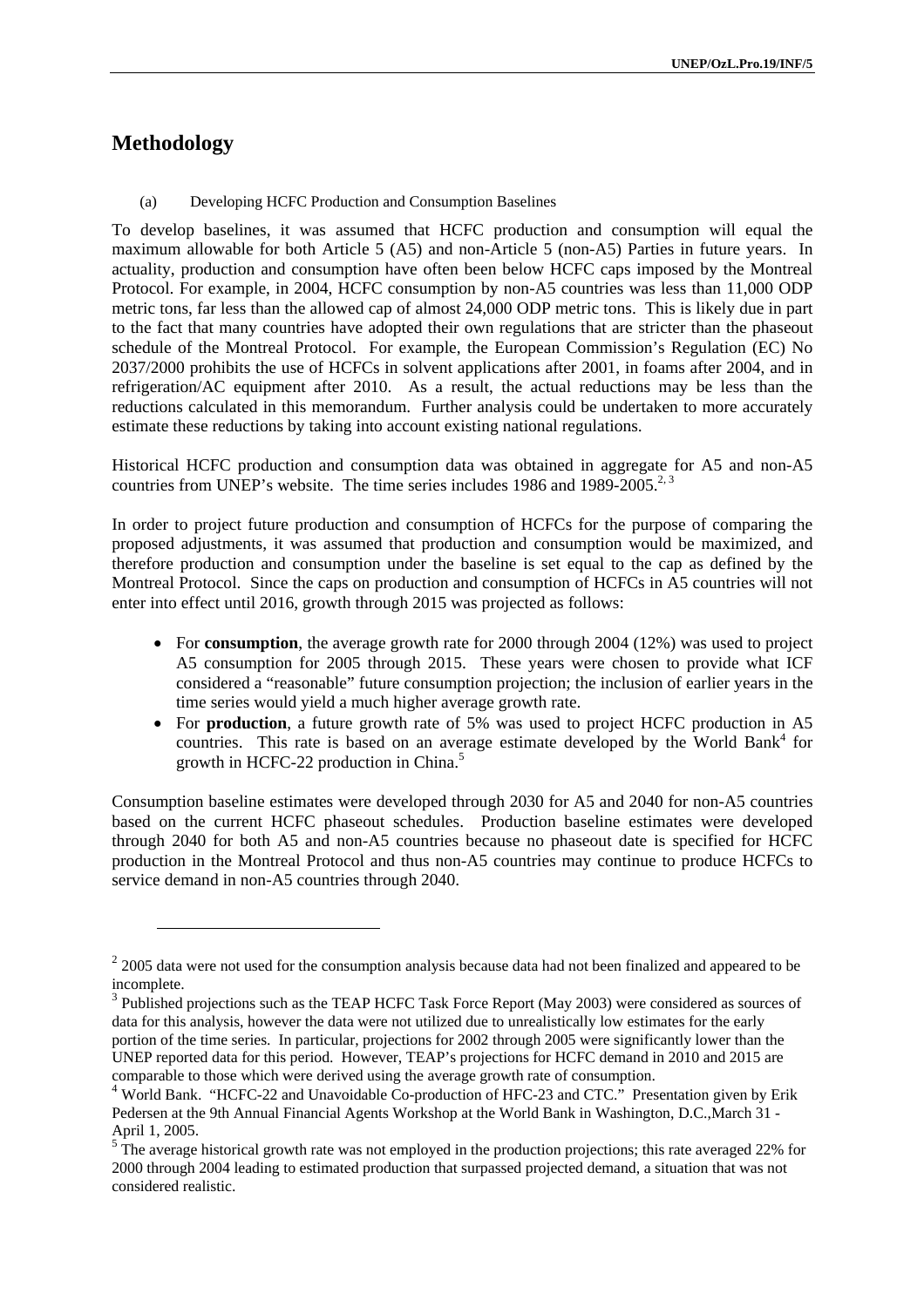## Methodology

(a) Developing HCFC Production and Consumption Baselines

To develop baselines, it was assumed that HCFC production and consumption will equal the maximum allowable for both Article 5 (A5) and non-Article 5 (non-A5) Parties in future years. In actuality, production and consumption have often been below HCFC caps imposed by the Montreal Protocol. For example, in 2004, HCFC consumption by non-A5 countries was less than 11,000 ODP metric tons, far less than the allowed cap of almost 24,000 ODP metric tons. This is likely due in part to the fact that many countries have adopted their own regulations that are stricter than the phaseout schedule of the Montreal Protocol. For example, the European Commission's Regulation (EC) No 2037/2000 prohibits the use of HCFCs in solvent applications after 2001, in foams after 2004, and in refrigeration/AC equipment after 2010. As a result, the actual reductions may be less than the reductions calculated in this memorandum. Further analysis could be undertaken to more accurately estimate these reductions by taking into account existing national regulations.

Historical HCFC production and consumption data was obtained in aggregate for A5 and non-A5 countries from UNEP's website. The time series includes 1986 and 1989-2005.[2, 3]

In order to project future production and consumption of HCFCs for the purpose of comparing the proposed adjustments, it was assumed that production and consumption would be maximized, and therefore production and consumption under the baseline is set equal to the cap as defined by the Montreal Protocol. Since the caps on production and consumption of HCFCs in A5 countries will not enter into effect until 2016, growth through 2015 was projected as follows:

- For **consumption**, the average growth rate for 2000 through 2004 (12%) was used to project A5 consumption for 2005 through 2015. These years were chosen to provide what ICF considered a "reasonable" future consumption projection; the inclusion of earlier years in the time series would yield a much higher average growth rate.
- For **production**, a future growth rate of 5% was used to project HCFC production in A5 countries. This rate is based on an average estimate developed by the World Bank[4] for growth in HCFC-22 production in China.[5]

Consumption baseline estimates were developed through 2030 for A5 and 2040 for non-A5 countries based on the current HCFC phaseout schedules. Production baseline estimates were developed through 2040 for both A5 and non-A5 countries because no phaseout date is specified for HCFC production in the Montreal Protocol and thus non-A5 countries may continue to produce HCFCs to service demand in non-A5 countries through 2040.

---

[2] 2005 data were not used for the consumption analysis because data had not been finalized and appeared to be incomplete.

[3] Published projections such as the TEAP HCFC Task Force Report (May 2003) were considered as sources of data for this analysis, however the data were not utilized due to unrealistically low estimates for the early portion of the time series. In particular, projections for 2002 through 2005 were significantly lower than the UNEP reported data for this period. However, TEAP's projections for HCFC demand in 2010 and 2015 are comparable to those which were derived using the average growth rate of consumption.

[4] World Bank. "HCFC-22 and Unavoidable Co-production of HFC-23 and CTC." Presentation given by Erik Pedersen at the 9th Annual Financial Agents Workshop at the World Bank in Washington, D.C.,March 31 - April 1, 2005.

[5] The average historical growth rate was not employed in the production projections; this rate averaged 22% for 2000 through 2004 leading to estimated production that surpassed projected demand, a situation that was not considered realistic.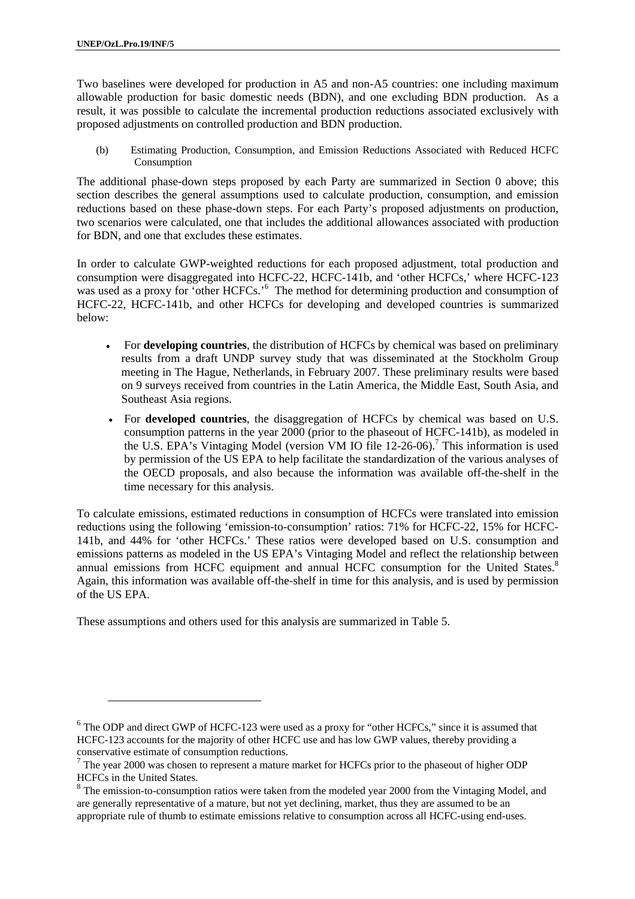Two baselines were developed for production in A5 and non-A5 countries: one including maximum allowable production for basic domestic needs (BDN), and one excluding BDN production. As a result, it was possible to calculate the incremental production reductions associated exclusively with proposed adjustments on controlled production and BDN production.

(b) Estimating Production, Consumption, and Emission Reductions Associated with Reduced HCFC Consumption

The additional phase-down steps proposed by each Party are summarized in Section 0 above; this section describes the general assumptions used to calculate production, consumption, and emission reductions based on these phase-down steps. For each Party's proposed adjustments on production, two scenarios were calculated, one that includes the additional allowances associated with production for BDN, and one that excludes these estimates.

In order to calculate GWP-weighted reductions for each proposed adjustment, total production and consumption were disaggregated into HCFC-22, HCFC-141b, and 'other HCFCs,' where HCFC-123 was used as a proxy for 'other HCFCs.'[6] The method for determining production and consumption of HCFC-22, HCFC-141b, and other HCFCs for developing and developed countries is summarized below:

- For **developing countries**, the distribution of HCFCs by chemical was based on preliminary results from a draft UNDP survey study that was disseminated at the Stockholm Group meeting in The Hague, Netherlands, in February 2007. These preliminary results were based on 9 surveys received from countries in the Latin America, the Middle East, South Asia, and Southeast Asia regions.
- For **developed countries**, the disaggregation of HCFCs by chemical was based on U.S. consumption patterns in the year 2000 (prior to the phaseout of HCFC-141b), as modeled in the U.S. EPA's Vintaging Model (version VM IO file 12-26-06).[7] This information is used by permission of the US EPA to help facilitate the standardization of the various analyses of the OECD proposals, and also because the information was available off-the-shelf in the time necessary for this analysis.

To calculate emissions, estimated reductions in consumption of HCFCs were translated into emission reductions using the following 'emission-to-consumption' ratios: 71% for HCFC-22, 15% for HCFC-141b, and 44% for 'other HCFCs.' These ratios were developed based on U.S. consumption and emissions patterns as modeled in the US EPA's Vintaging Model and reflect the relationship between annual emissions from HCFC equipment and annual HCFC consumption for the United States.[8] Again, this information was available off-the-shelf in time for this analysis, and is used by permission of the US EPA.

These assumptions and others used for this analysis are summarized in Table 5.

---

[6] The ODP and direct GWP of HCFC-123 were used as a proxy for "other HCFCs," since it is assumed that HCFC-123 accounts for the majority of other HCFC use and has low GWP values, thereby providing a conservative estimate of consumption reductions.

[7] The year 2000 was chosen to represent a mature market for HCFCs prior to the phaseout of higher ODP HCFCs in the United States.

[8] The emission-to-consumption ratios were taken from the modeled year 2000 from the Vintaging Model, and are generally representative of a mature, but not yet declining, market, thus they are assumed to be an appropriate rule of thumb to estimate emissions relative to consumption across all HCFC-using end-uses.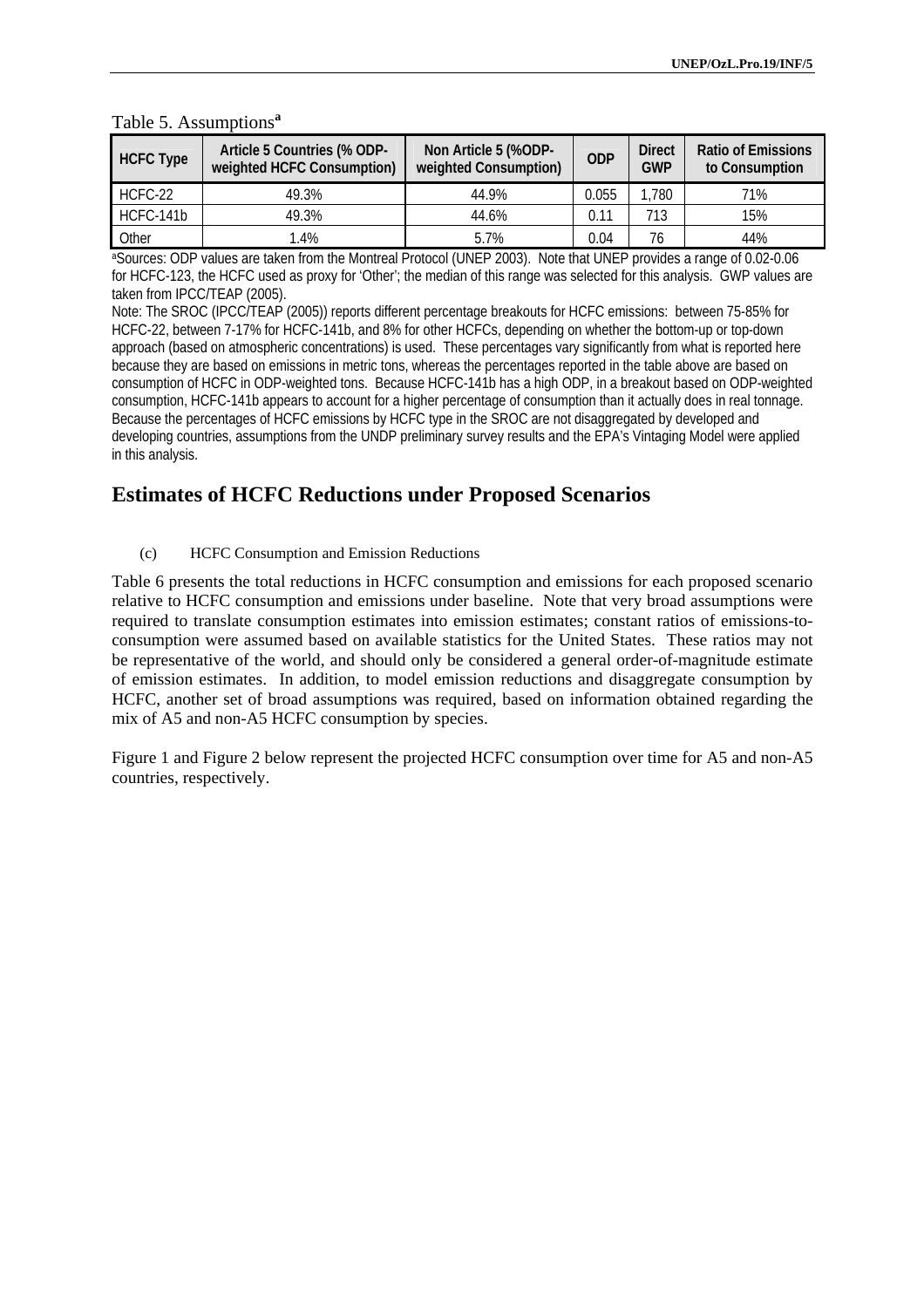Table 5. Assumptions[a]

| HCFC Type | Article 5 Countries (% ODP-weighted HCFC Consumption) | Non Article 5 (%ODP-weighted Consumption) | ODP | Direct GWP | Ratio of Emissions to Consumption |
|---|---|---|---|---|---|
| HCFC-22 | 49.3% | 44.9% | 0.055 | 1,780 | 71% |
| HCFC-141b | 49.3% | 44.6% | 0.11 | 713 | 15% |
| Other | 1.4% | 5.7% | 0.04 | 76 | 44% |

[a]Sources: ODP values are taken from the Montreal Protocol (UNEP 2003). Note that UNEP provides a range of 0.02-0.06 for HCFC-123, the HCFC used as proxy for 'Other'; the median of this range was selected for this analysis. GWP values are taken from IPCC/TEAP (2005).

Note: The SROC (IPCC/TEAP (2005)) reports different percentage breakouts for HCFC emissions: between 75-85% for HCFC-22, between 7-17% for HCFC-141b, and 8% for other HCFCs, depending on whether the bottom-up or top-down approach (based on atmospheric concentrations) is used. These percentages vary significantly from what is reported here because they are based on emissions in metric tons, whereas the percentages reported in the table above are based on consumption of HCFC in ODP-weighted tons. Because HCFC-141b has a high ODP, in a breakout based on ODP-weighted consumption, HCFC-141b appears to account for a higher percentage of consumption than it actually does in real tonnage. Because the percentages of HCFC emissions by HCFC type in the SROC are not disaggregated by developed and developing countries, assumptions from the UNDP preliminary survey results and the EPA's Vintaging Model were applied in this analysis.

## Estimates of HCFC Reductions under Proposed Scenarios

(c) HCFC Consumption and Emission Reductions

Table 6 presents the total reductions in HCFC consumption and emissions for each proposed scenario relative to HCFC consumption and emissions under baseline. Note that very broad assumptions were required to translate consumption estimates into emission estimates; constant ratios of emissions-to-consumption were assumed based on available statistics for the United States. These ratios may not be representative of the world, and should only be considered a general order-of-magnitude estimate of emission estimates. In addition, to model emission reductions and disaggregate consumption by HCFC, another set of broad assumptions was required, based on information obtained regarding the mix of A5 and non-A5 HCFC consumption by species.

Figure 1 and Figure 2 below represent the projected HCFC consumption over time for A5 and non-A5 countries, respectively.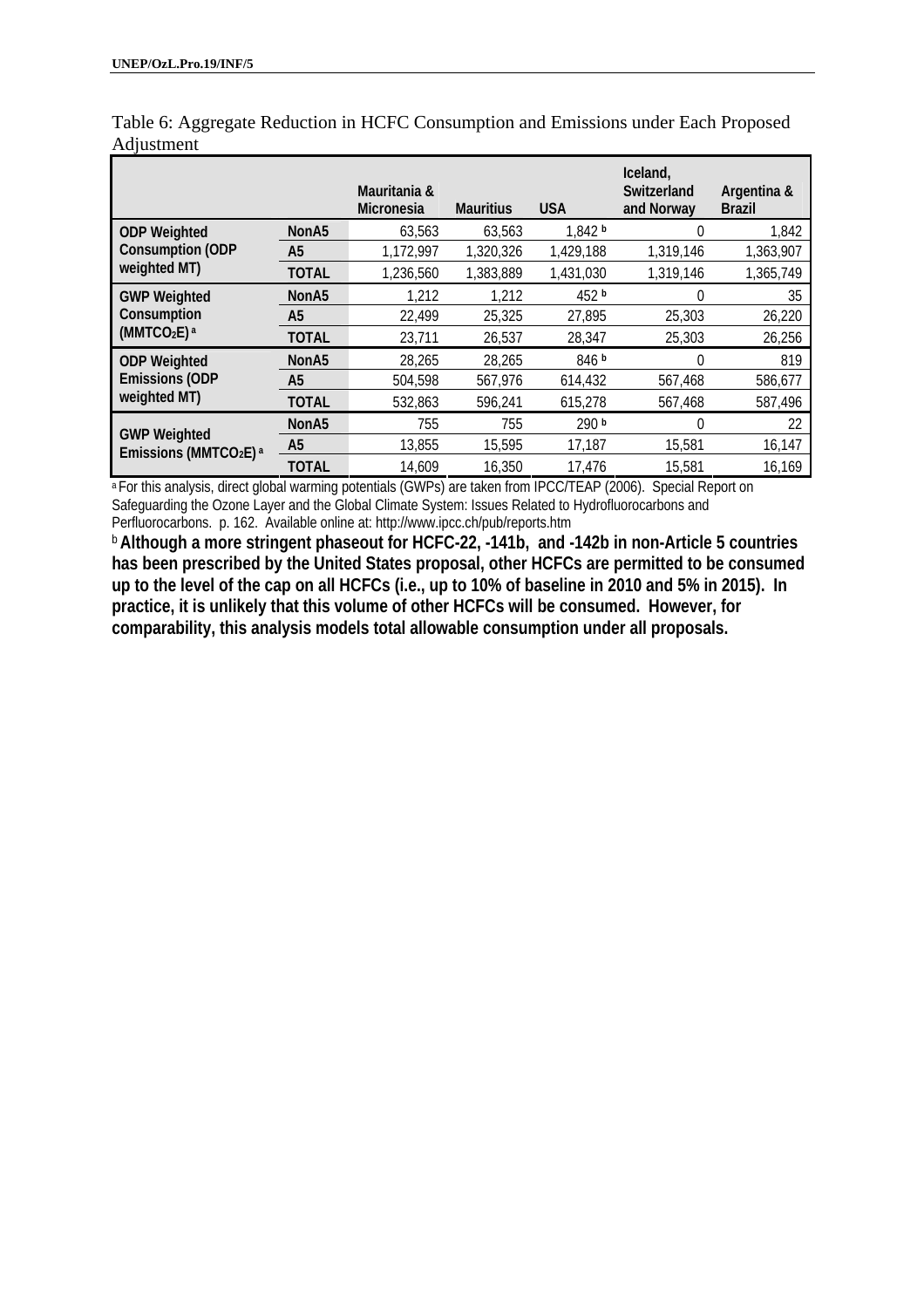Table 6: Aggregate Reduction in HCFC Consumption and Emissions under Each Proposed Adjustment

| | | Mauritania & Micronesia | Mauritius | USA | Iceland, Switzerland and Norway | Argentina & Brazil |
|---|---|---|---|---|---|---|
| ODP Weighted Consumption (ODP weighted MT) | NonA5 | 63,563 | 63,563 | 1,842 [b] | 0 | 1,842 |
| | A5 | 1,172,997 | 1,320,326 | 1,429,188 | 1,319,146 | 1,363,907 |
| | TOTAL | 1,236,560 | 1,383,889 | 1,431,030 | 1,319,146 | 1,365,749 |
| GWP Weighted Consumption ($MMTCO_2E$) [a] | NonA5 | 1,212 | 1,212 | 452 [b] | 0 | 35 |
| | A5 | 22,499 | 25,325 | 27,895 | 25,303 | 26,220 |
| | TOTAL | 23,711 | 26,537 | 28,347 | 25,303 | 26,256 |
| ODP Weighted Emissions (ODP weighted MT) | NonA5 | 28,265 | 28,265 | 846 [b] | 0 | 819 |
| | A5 | 504,598 | 567,976 | 614,432 | 567,468 | 586,677 |
| | TOTAL | 532,863 | 596,241 | 615,278 | 567,468 | 587,496 |
| GWP Weighted Emissions ($MMTCO_2E$) [a] | NonA5 | 755 | 755 | 290 [b] | 0 | 22 |
| | A5 | 13,855 | 15,595 | 17,187 | 15,581 | 16,147 |
| | TOTAL | 14,609 | 16,350 | 17,476 | 15,581 | 16,169 |

[a] For this analysis, direct global warming potentials (GWPs) are taken from IPCC/TEAP (2006). Special Report on Safeguarding the Ozone Layer and the Global Climate System: Issues Related to Hydrofluorocarbons and Perfluorocarbons. p. 162. Available online at: http://www.ipcc.ch/pub/reports.htm

[b] **Although a more stringent phaseout for HCFC-22, -141b, and -142b in non-Article 5 countries has been prescribed by the United States proposal, other HCFCs are permitted to be consumed up to the level of the cap on all HCFCs (i.e., up to 10% of baseline in 2010 and 5% in 2015). In practice, it is unlikely that this volume of other HCFCs will be consumed. However, for comparability, this analysis models total allowable consumption under all proposals.**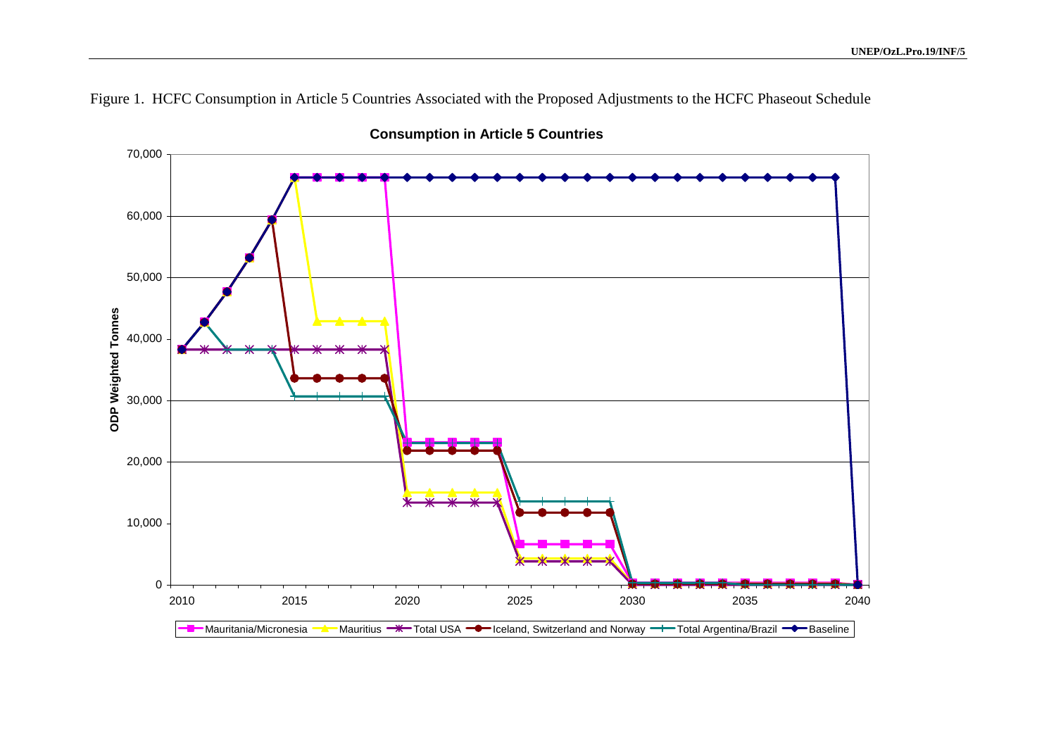Figure 1. HCFC Consumption in Article 5 Countries Associated with the Proposed Adjustments to the HCFC Phaseout Schedule

**Consumption in Article 5 Countries**

ODP Weighted Tonnes

Mauritania/Micronesia, Mauritius, Total USA, Iceland, Switzerland and Norway, Total Argentina/Brazil, Baseline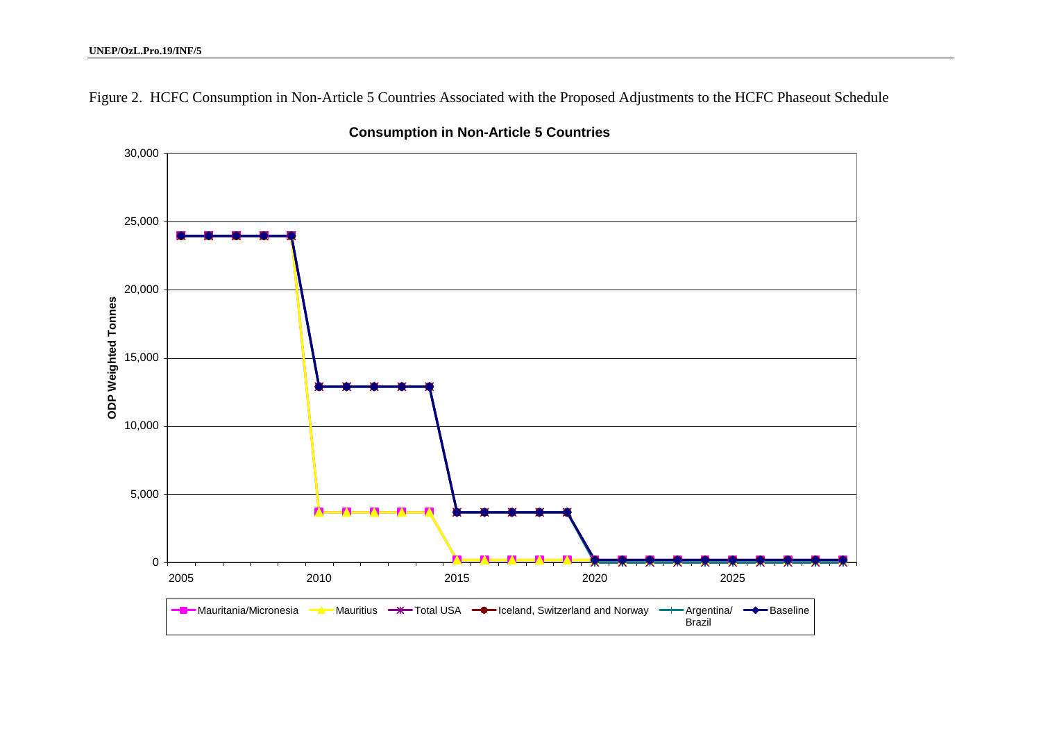Figure 2. HCFC Consumption in Non-Article 5 Countries Associated with the Proposed Adjustments to the HCFC Phaseout Schedule

**Consumption in Non-Article 5 Countries**

ODP Weighted Tonnes

30,000
25,000
20,000
15,000
10,000
5,000
0

2005 2010 2015 2020 2025

Mauritania/Micronesia — Mauritius — Total USA — Iceland, Switzerland and Norway — Argentina/Brazil — Baseline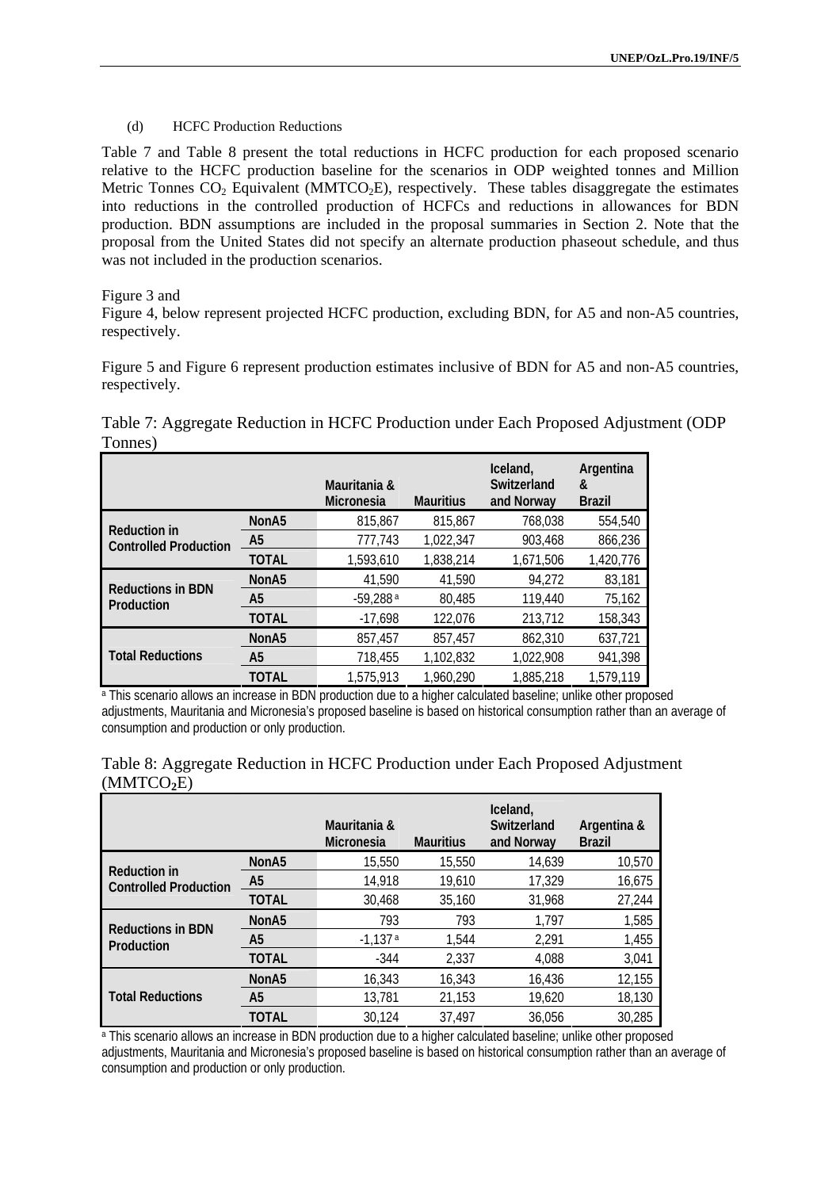(d) HCFC Production Reductions

Table 7 and Table 8 present the total reductions in HCFC production for each proposed scenario relative to the HCFC production baseline for the scenarios in ODP weighted tonnes and Million Metric Tonnes $CO_2$ Equivalent ($MMTCO_2E$), respectively. These tables disaggregate the estimates into reductions in the controlled production of HCFCs and reductions in allowances for BDN production. BDN assumptions are included in the proposal summaries in Section 2. Note that the proposal from the United States did not specify an alternate production phaseout schedule, and thus was not included in the production scenarios.

Figure 3 and
Figure 4, below represent projected HCFC production, excluding BDN, for A5 and non-A5 countries, respectively.

Figure 5 and Figure 6 represent production estimates inclusive of BDN for A5 and non-A5 countries, respectively.

Table 7: Aggregate Reduction in HCFC Production under Each Proposed Adjustment (ODP Tonnes)

| | | Mauritania & Micronesia | Mauritius | Iceland, Switzerland and Norway | Argentina & Brazil |
|---|---|---|---|---|---|
| Reduction in Controlled Production | NonA5 | 815,867 | 815,867 | 768,038 | 554,540 |
| | A5 | 777,743 | 1,022,347 | 903,468 | 866,236 |
| | TOTAL | 1,593,610 | 1,838,214 | 1,671,506 | 1,420,776 |
| Reductions in BDN Production | NonA5 | 41,590 | 41,590 | 94,272 | 83,181 |
| | A5 | -59,288 [a] | 80,485 | 119,440 | 75,162 |
| | TOTAL | -17,698 | 122,076 | 213,712 | 158,343 |
| Total Reductions | NonA5 | 857,457 | 857,457 | 862,310 | 637,721 |
| | A5 | 718,455 | 1,102,832 | 1,022,908 | 941,398 |
| | TOTAL | 1,575,913 | 1,960,290 | 1,885,218 | 1,579,119 |

[a] This scenario allows an increase in BDN production due to a higher calculated baseline; unlike other proposed adjustments, Mauritania and Micronesia's proposed baseline is based on historical consumption rather than an average of consumption and production or only production.

Table 8: Aggregate Reduction in HCFC Production under Each Proposed Adjustment ($MMTCO_2E$)

| | | Mauritania & Micronesia | Mauritius | Iceland, Switzerland and Norway | Argentina & Brazil |
|---|---|---|---|---|---|
| Reduction in Controlled Production | NonA5 | 15,550 | 15,550 | 14,639 | 10,570 |
| | A5 | 14,918 | 19,610 | 17,329 | 16,675 |
| | TOTAL | 30,468 | 35,160 | 31,968 | 27,244 |
| Reductions in BDN Production | NonA5 | 793 | 793 | 1,797 | 1,585 |
| | A5 | -1,137 [a] | 1,544 | 2,291 | 1,455 |
| | TOTAL | -344 | 2,337 | 4,088 | 3,041 |
| Total Reductions | NonA5 | 16,343 | 16,343 | 16,436 | 12,155 |
| | A5 | 13,781 | 21,153 | 19,620 | 18,130 |
| | TOTAL | 30,124 | 37,497 | 36,056 | 30,285 |

[a] This scenario allows an increase in BDN production due to a higher calculated baseline; unlike other proposed adjustments, Mauritania and Micronesia's proposed baseline is based on historical consumption rather than an average of consumption and production or only production.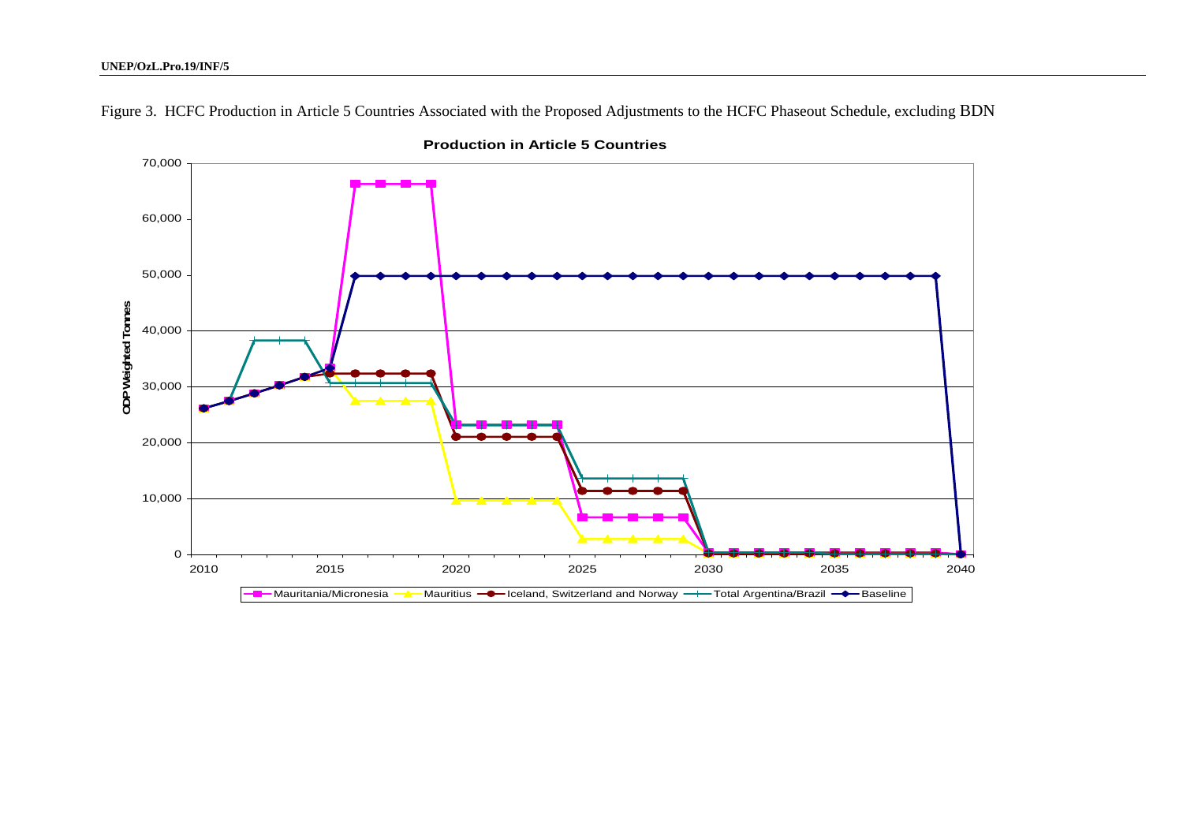Figure 3. HCFC Production in Article 5 Countries Associated with the Proposed Adjustments to the HCFC Phaseout Schedule, excluding BDN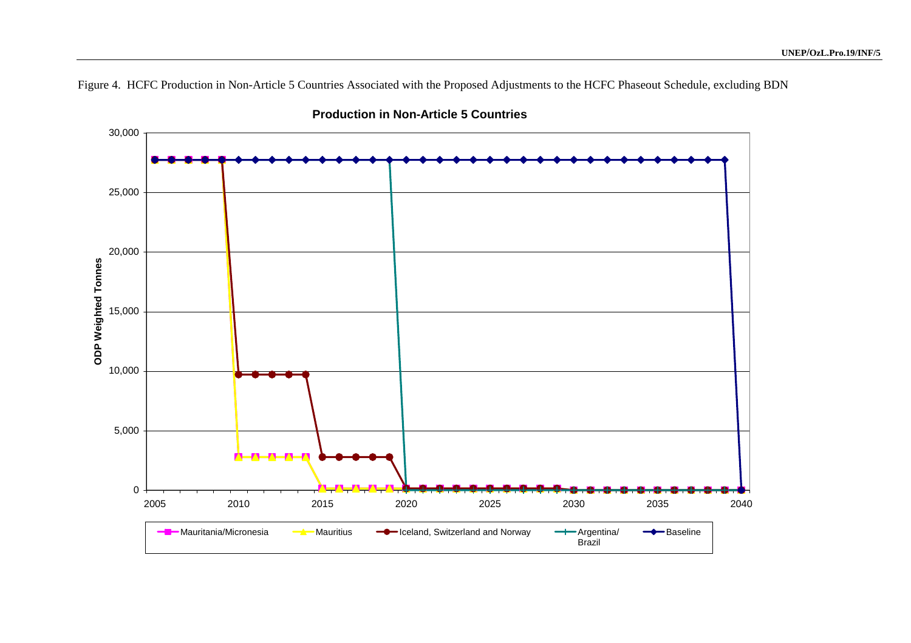Figure 4. HCFC Production in Non-Article 5 Countries Associated with the Proposed Adjustments to the HCFC Phaseout Schedule, excluding BDN

**Production in Non-Article 5 Countries**

ODP Weighted Tonnes

Legend: Mauritania/Micronesia, Mauritius, Iceland, Switzerland and Norway, Argentina/Brazil, Baseline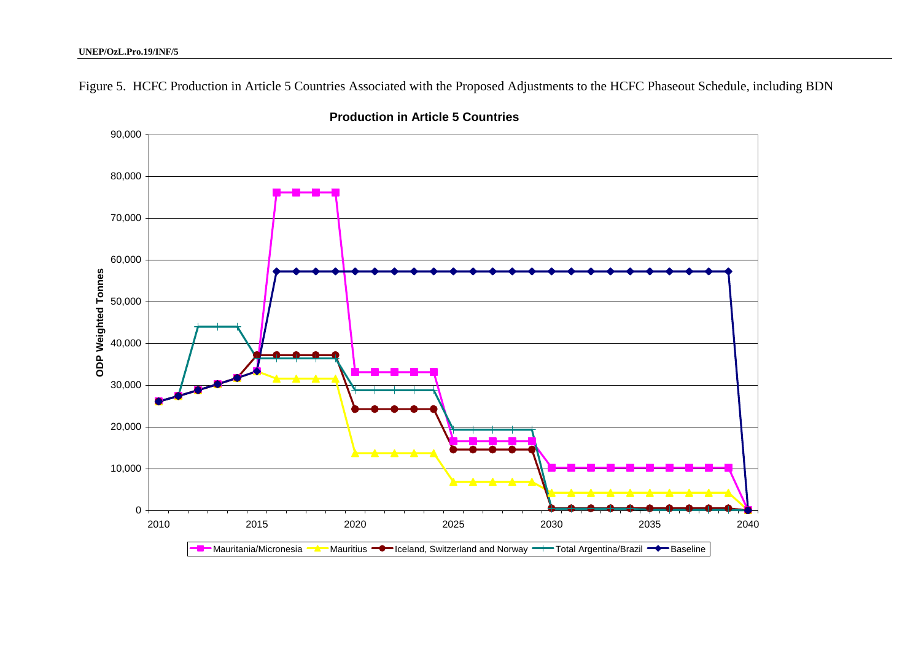Figure 5. HCFC Production in Article 5 Countries Associated with the Proposed Adjustments to the HCFC Phaseout Schedule, including BDN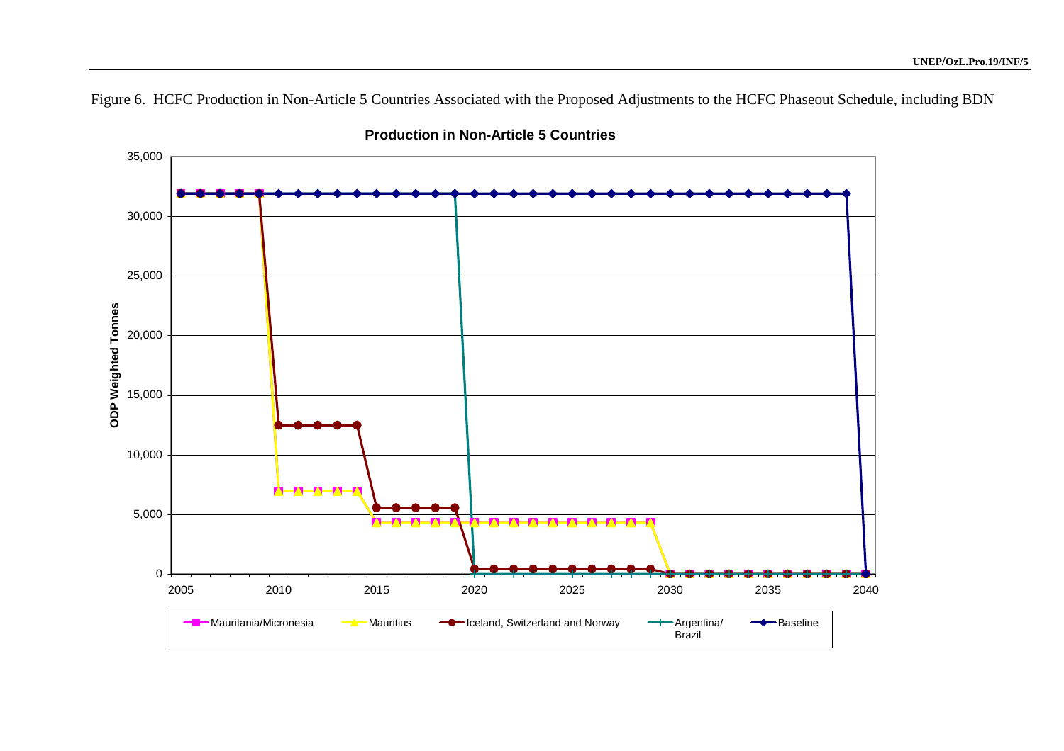Figure 6. HCFC Production in Non-Article 5 Countries Associated with the Proposed Adjustments to the HCFC Phaseout Schedule, including BDN

Production in Non-Article 5 Countries

ODP Weighted Tonnes

35,000
30,000
25,000
20,000
15,000
10,000
5,000
0

2005
2010
2015
2020
2025
2030
2035
2040

Mauritania/Micronesia
Mauritius
Iceland, Switzerland and Norway
Argentina/Brazil
Baseline